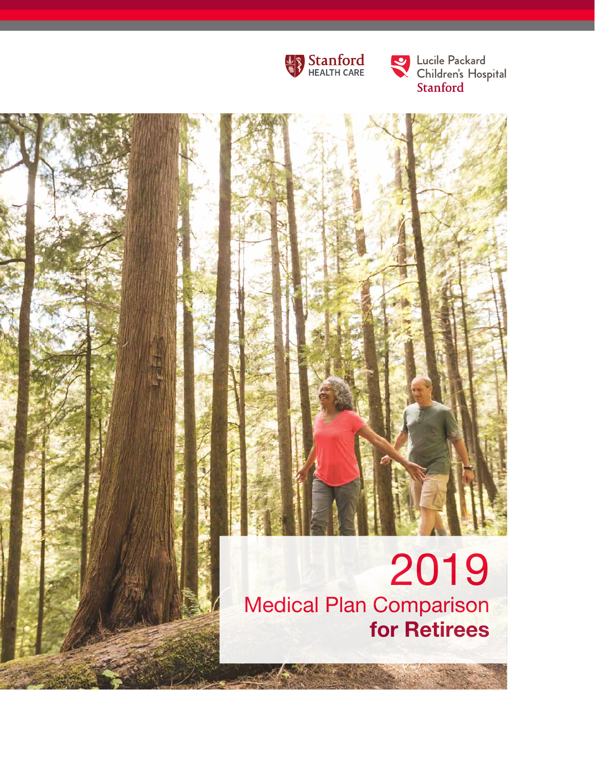Stanford HEALTH CARE

Lucile Packard Children's Hospital Stanford

# 2019
## Medical Plan Comparison **for Retirees**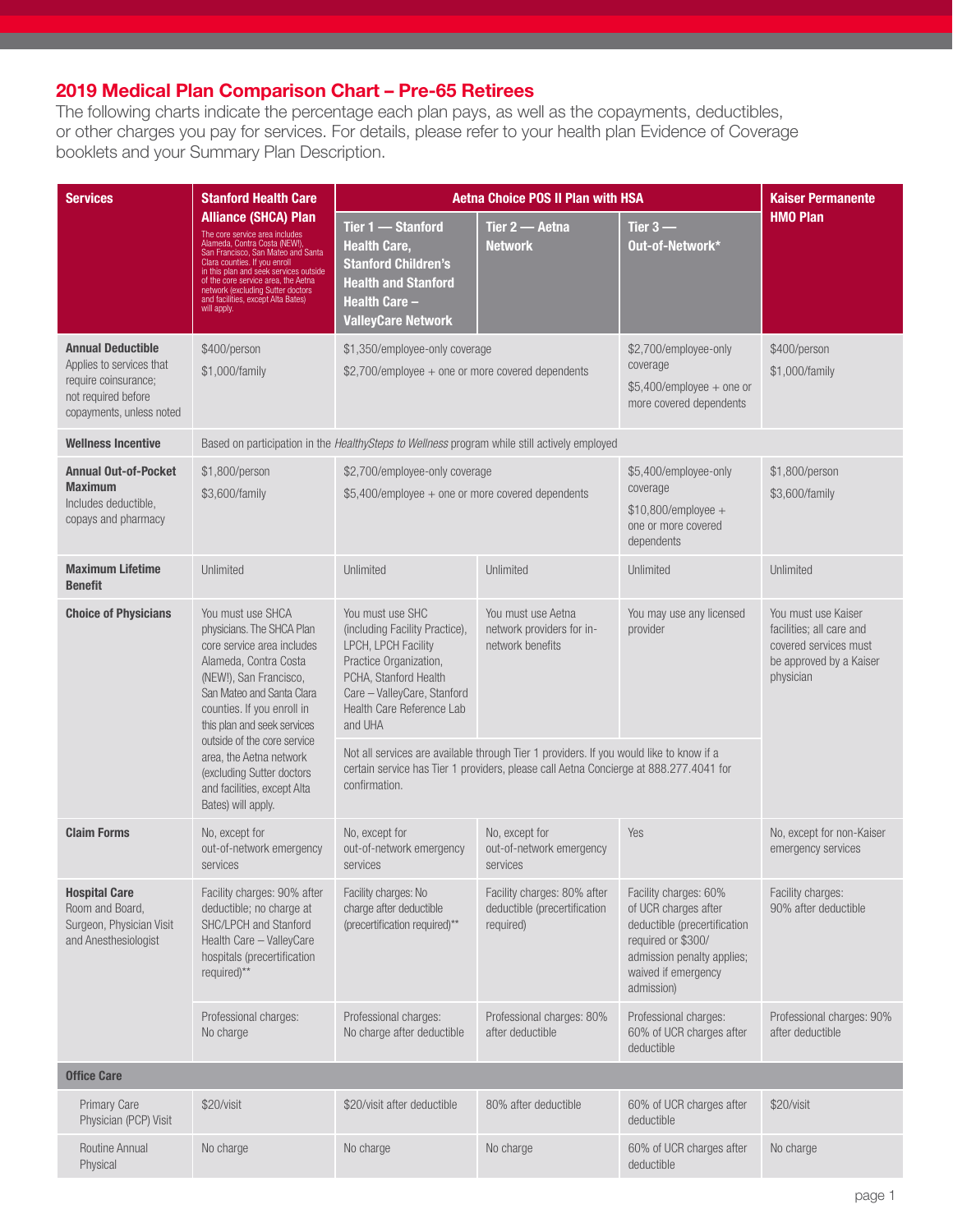## 2019 Medical Plan Comparison Chart – Pre-65 Retirees

The following charts indicate the percentage each plan pays, as well as the copayments, deductibles, or other charges you pay for services. For details, please refer to your health plan Evidence of Coverage booklets and your Summary Plan Description.

| Services | Stanford Health Care Alliance (SHCA) Plan<br>The core service area includes Alameda, Contra Costa (NEW!), San Francisco, San Mateo and Santa Clara counties. If you enroll in this plan and seek services outside of the core service area, the Aetna network (excluding Sutter doctors and facilities, except Alta Bates) will apply. | Aetna Choice POS II Plan with HSA | | | Kaiser Permanente HMO Plan |
|---|---|---|---|---|---|
| | | Tier 1 — Stanford Health Care, Stanford Children's Health and Stanford Health Care – ValleyCare Network | Tier 2 — Aetna Network | Tier 3 — Out-of-Network* | |
| **Annual Deductible**<br>Applies to services that require coinsurance; not required before copayments, unless noted | $400/person<br>$1,000/family | $1,350/employee-only coverage<br>$2,700/employee + one or more covered dependents | | $2,700/employee-only coverage<br>$5,400/employee + one or more covered dependents | $400/person<br>$1,000/family |
| **Wellness Incentive** | Based on participation in the *HealthySteps to Wellness* program while still actively employed | | | | |
| **Annual Out-of-Pocket Maximum**<br>Includes deductible, copays and pharmacy | $1,800/person<br>$3,600/family | $2,700/employee-only coverage<br>$5,400/employee + one or more covered dependents | | $5,400/employee-only coverage<br>$10,800/employee + one or more covered dependents | $1,800/person<br>$3,600/family |
| **Maximum Lifetime Benefit** | Unlimited | Unlimited | Unlimited | Unlimited | Unlimited |
| **Choice of Physicians** | You must use SHCA physicians. The SHCA Plan core service area includes Alameda, Contra Costa (NEW!), San Francisco, San Mateo and Santa Clara counties. If you enroll in this plan and seek services outside of the core service area, the Aetna network (excluding Sutter doctors and facilities, except Alta Bates) will apply. | You must use SHC (including Facility Practice), LPCH, LPCH Facility Practice Organization, PCHA, Stanford Health Care – ValleyCare, Stanford Health Care Reference Lab and UHA | You must use Aetna network providers for in-network benefits | You may use any licensed provider | You must use Kaiser facilities; all care and covered services must be approved by a Kaiser physician |
| | | Not all services are available through Tier 1 providers. If you would like to know if a certain service has Tier 1 providers, please call Aetna Concierge at 888.277.4041 for confirmation. | | | |
| **Claim Forms** | No, except for out-of-network emergency services | No, except for out-of-network emergency services | No, except for out-of-network emergency services | Yes | No, except for non-Kaiser emergency services |
| **Hospital Care**<br>Room and Board, Surgeon, Physician Visit and Anesthesiologist | Facility charges: 90% after deductible; no charge at SHC/LPCH and Stanford Health Care – ValleyCare hospitals (precertification required)** | Facility charges: No charge after deductible (precertification required)** | Facility charges: 80% after deductible (precertification required) | Facility charges: 60% of UCR charges after deductible (precertification required or $300/admission penalty applies; waived if emergency admission) | Facility charges: 90% after deductible |
| | Professional charges: No charge | Professional charges: No charge after deductible | Professional charges: 80% after deductible | Professional charges: 60% of UCR charges after deductible | Professional charges: 90% after deductible |
| **Office Care** | | | | | |
| Primary Care Physician (PCP) Visit | $20/visit | $20/visit after deductible | 80% after deductible | 60% of UCR charges after deductible | $20/visit |
| Routine Annual Physical | No charge | No charge | No charge | 60% of UCR charges after deductible | No charge |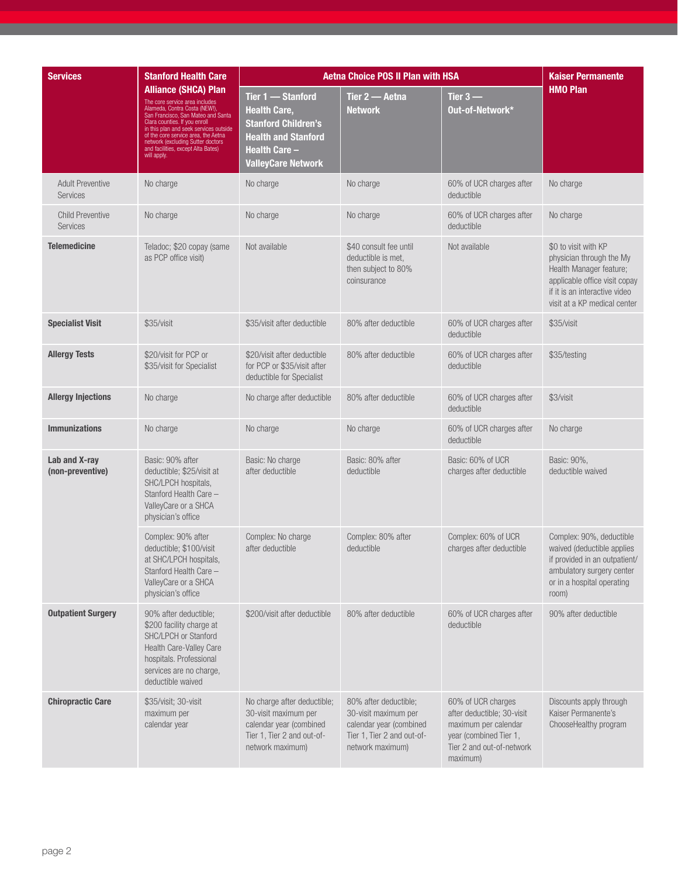| Services | Stanford Health Care Alliance (SHCA) Plan<br>The core service area includes Alameda, Contra Costa (NEW!), San Francisco, San Mateo and Santa Clara counties. If you enroll in this plan and seek services outside of the core service area, the Aetna network (excluding Sutter doctors and facilities, except Alta Bates) will apply. | Aetna Choice POS II Plan with HSA | | | Kaiser Permanente HMO Plan |
|---|---|---|---|---|---|
| | | Tier 1 — Stanford Health Care, Stanford Children's Health and Stanford Health Care – ValleyCare Network | Tier 2 — Aetna Network | Tier 3 — Out-of-Network* | |
| Adult Preventive Services | No charge | No charge | No charge | 60% of UCR charges after deductible | No charge |
| Child Preventive Services | No charge | No charge | No charge | 60% of UCR charges after deductible | No charge |
| **Telemedicine** | Teladoc; $20 copay (same as PCP office visit) | Not available | $40 consult fee until deductible is met, then subject to 80% coinsurance | Not available | $0 to visit with KP physician through the My Health Manager feature; applicable office visit copay if it is an interactive video visit at a KP medical center |
| **Specialist Visit** | $35/visit | $35/visit after deductible | 80% after deductible | 60% of UCR charges after deductible | $35/visit |
| **Allergy Tests** | $20/visit for PCP or $35/visit for Specialist | $20/visit after deductible for PCP or $35/visit after deductible for Specialist | 80% after deductible | 60% of UCR charges after deductible | $35/testing |
| **Allergy Injections** | No charge | No charge after deductible | 80% after deductible | 60% of UCR charges after deductible | $3/visit |
| **Immunizations** | No charge | No charge | No charge | 60% of UCR charges after deductible | No charge |
| **Lab and X-ray (non-preventive)** | Basic: 90% after deductible; $25/visit at SHC/LPCH hospitals, Stanford Health Care – ValleyCare or a SHCA physician's office | Basic: No charge after deductible | Basic: 80% after deductible | Basic: 60% of UCR charges after deductible | Basic: 90%, deductible waived |
| | Complex: 90% after deductible; $100/visit at SHC/LPCH hospitals, Stanford Health Care – ValleyCare or a SHCA physician's office | Complex: No charge after deductible | Complex: 80% after deductible | Complex: 60% of UCR charges after deductible | Complex: 90%, deductible waived (deductible applies if provided in an outpatient/ambulatory surgery center or in a hospital operating room) |
| **Outpatient Surgery** | 90% after deductible; $200 facility charge at SHC/LPCH or Stanford Health Care-Valley Care hospitals. Professional services are no charge, deductible waived | $200/visit after deductible | 80% after deductible | 60% of UCR charges after deductible | 90% after deductible |
| **Chiropractic Care** | $35/visit; 30-visit maximum per calendar year | No charge after deductible; 30-visit maximum per calendar year (combined Tier 1, Tier 2 and out-of-network maximum) | 80% after deductible; 30-visit maximum per calendar year (combined Tier 1, Tier 2 and out-of-network maximum) | 60% of UCR charges after deductible; 30-visit maximum per calendar year (combined Tier 1, Tier 2 and out-of-network maximum) | Discounts apply through Kaiser Permanente's ChooseHealthy program |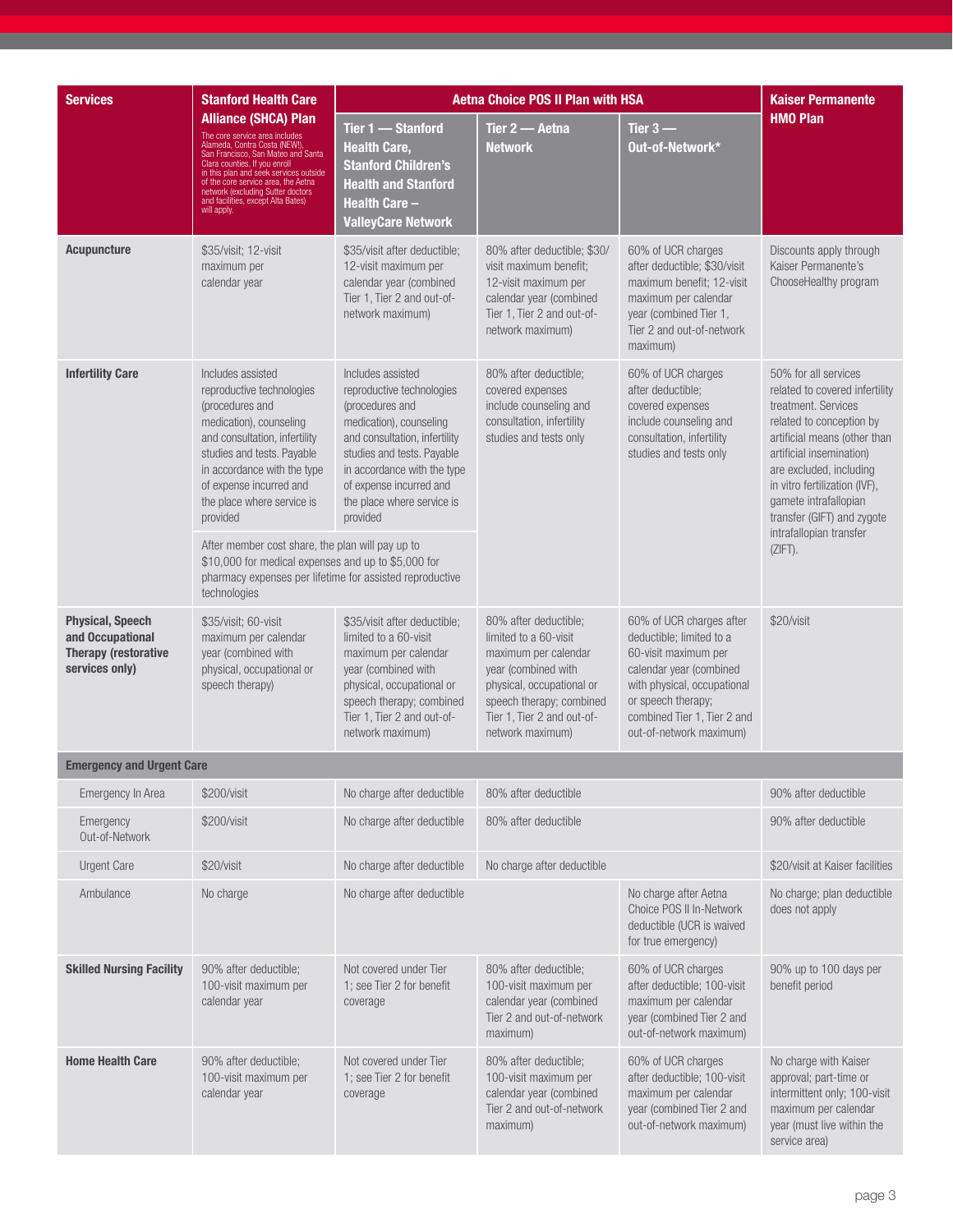| Services | Stanford Health Care Alliance (SHCA) Plan<br>The core service area includes Alameda, Contra Costa (NEW!), San Francisco, San Mateo and Santa Clara counties. If you enroll in this plan and seek services outside of the core service area, the Aetna network (excluding Sutter doctors and facilities, except Alta Bates) will apply. | Aetna Choice POS II Plan with HSA | | | Kaiser Permanente HMO Plan |
|---|---|---|---|---|---|
| | | Tier 1 — Stanford Health Care, Stanford Children's Health and Stanford Health Care – ValleyCare Network | Tier 2 — Aetna Network | Tier 3 — Out-of-Network* | |
| **Acupuncture** | $35/visit; 12-visit maximum per calendar year | $35/visit after deductible; 12-visit maximum per calendar year (combined Tier 1, Tier 2 and out-of-network maximum) | 80% after deductible; $30/visit maximum benefit; 12-visit maximum per calendar year (combined Tier 1, Tier 2 and out-of-network maximum) | 60% of UCR charges after deductible; $30/visit maximum benefit; 12-visit maximum per calendar year (combined Tier 1, Tier 2 and out-of-network maximum) | Discounts apply through Kaiser Permanente's ChooseHealthy program |
| **Infertility Care** | Includes assisted reproductive technologies (procedures and medication), counseling and consultation, infertility studies and tests. Payable in accordance with the type of expense incurred and the place where service is provided<br><br>After member cost share, the plan will pay up to $10,000 for medical expenses and up to $5,000 for pharmacy expenses per lifetime for assisted reproductive technologies | Includes assisted reproductive technologies (procedures and medication), counseling and consultation, infertility studies and tests. Payable in accordance with the type of expense incurred and the place where service is provided | 80% after deductible; covered expenses include counseling and consultation, infertility studies and tests only | 60% of UCR charges after deductible; covered expenses include counseling and consultation, infertility studies and tests only | 50% for all services related to covered infertility treatment. Services related to conception by artificial means (other than artificial insemination) are excluded, including in vitro fertilization (IVF), gamete intrafallopian transfer (GIFT) and zygote intrafallopian transfer (ZIFT). |
| **Physical, Speech and Occupational Therapy (restorative services only)** | $35/visit; 60-visit maximum per calendar year (combined with physical, occupational or speech therapy) | $35/visit after deductible; limited to a 60-visit maximum per calendar year (combined with physical, occupational or speech therapy; combined Tier 1, Tier 2 and out-of-network maximum) | 80% after deductible; limited to a 60-visit maximum per calendar year (combined with physical, occupational or speech therapy; combined Tier 1, Tier 2 and out-of-network maximum) | 60% of UCR charges after deductible; limited to a 60-visit maximum per calendar year (combined with physical, occupational or speech therapy; combined Tier 1, Tier 2 and out-of-network maximum) | $20/visit |
| **Emergency and Urgent Care** | | | | | |
| Emergency In Area | $200/visit | No charge after deductible | 80% after deductible | | 90% after deductible |
| Emergency Out-of-Network | $200/visit | No charge after deductible | 80% after deductible | | 90% after deductible |
| Urgent Care | $20/visit | No charge after deductible | No charge after deductible | | $20/visit at Kaiser facilities |
| Ambulance | No charge | No charge after deductible | | No charge after Aetna Choice POS II In-Network deductible (UCR is waived for true emergency) | No charge; plan deductible does not apply |
| **Skilled Nursing Facility** | 90% after deductible; 100-visit maximum per calendar year | Not covered under Tier 1; see Tier 2 for benefit coverage | 80% after deductible; 100-visit maximum per calendar year (combined Tier 2 and out-of-network maximum) | 60% of UCR charges after deductible; 100-visit maximum per calendar year (combined Tier 2 and out-of-network maximum) | 90% up to 100 days per benefit period |
| **Home Health Care** | 90% after deductible; 100-visit maximum per calendar year | Not covered under Tier 1; see Tier 2 for benefit coverage | 80% after deductible; 100-visit maximum per calendar year (combined Tier 2 and out-of-network maximum) | 60% of UCR charges after deductible; 100-visit maximum per calendar year (combined Tier 2 and out-of-network maximum) | No charge with Kaiser approval; part-time or intermittent only; 100-visit maximum per calendar year (must live within the service area) |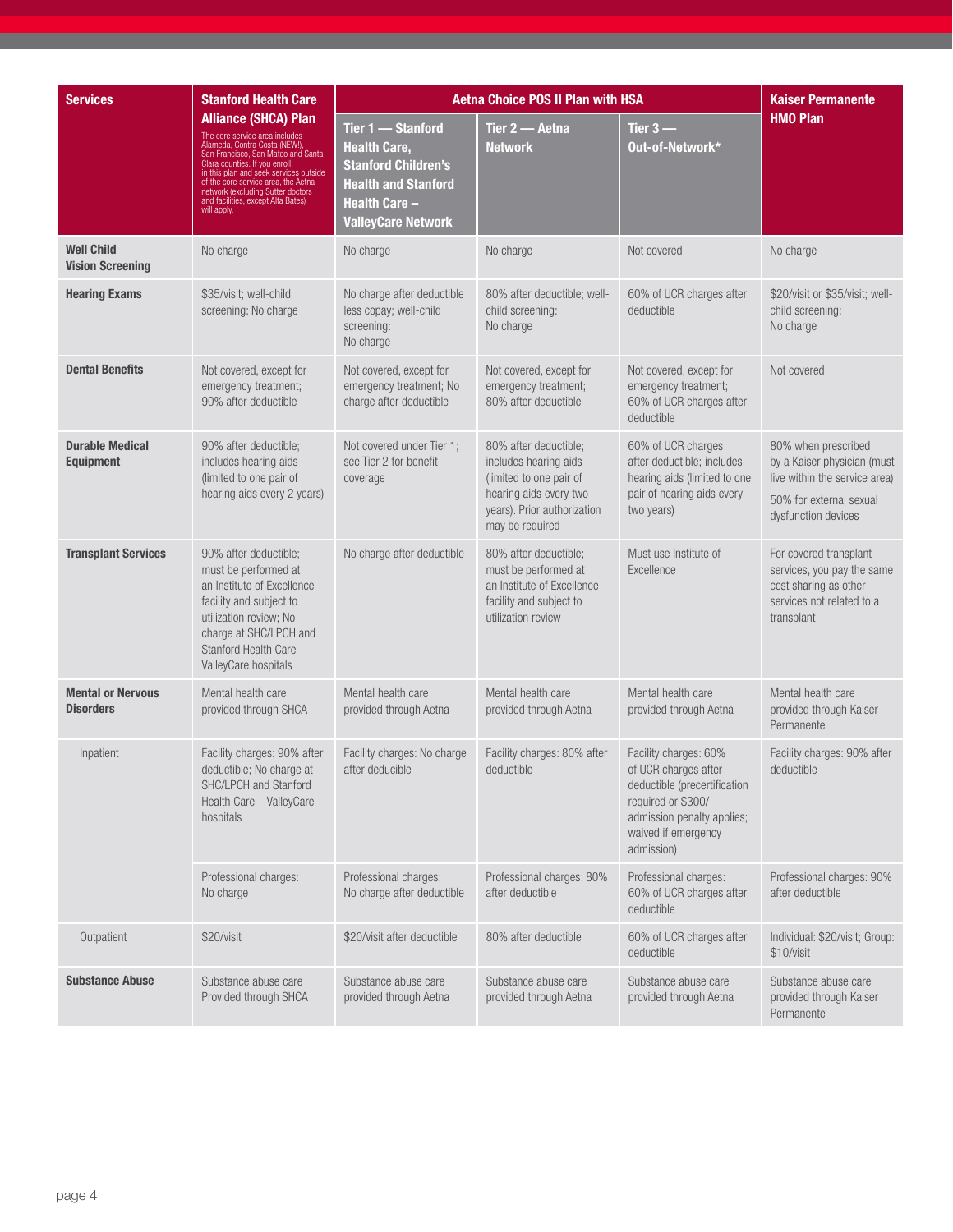| Services | Stanford Health Care Alliance (SHCA) Plan<br>The core service area includes Alameda, Contra Costa (NEW!), San Francisco, San Mateo and Santa Clara counties. If you enroll in this plan and seek services outside of the core service area, the Aetna network (excluding Sutter doctors and facilities, except Alta Bates) will apply. | Aetna Choice POS II Plan with HSA | | | Kaiser Permanente HMO Plan |
|---|---|---|---|---|---|
| | | Tier 1 — Stanford Health Care, Stanford Children's Health and Stanford Health Care – ValleyCare Network | Tier 2 — Aetna Network | Tier 3 — Out-of-Network* | |
| **Well Child Vision Screening** | No charge | No charge | No charge | Not covered | No charge |
| **Hearing Exams** | $35/visit; well-child screening: No charge | No charge after deductible less copay; well-child screening: No charge | 80% after deductible; well-child screening: No charge | 60% of UCR charges after deductible | $20/visit or $35/visit; well-child screening: No charge |
| **Dental Benefits** | Not covered, except for emergency treatment; 90% after deductible | Not covered, except for emergency treatment; No charge after deductible | Not covered, except for emergency treatment; 80% after deductible | Not covered, except for emergency treatment; 60% of UCR charges after deductible | Not covered |
| **Durable Medical Equipment** | 90% after deductible; includes hearing aids (limited to one pair of hearing aids every 2 years) | Not covered under Tier 1; see Tier 2 for benefit coverage | 80% after deductible; includes hearing aids (limited to one pair of hearing aids every two years). Prior authorization may be required | 60% of UCR charges after deductible; includes hearing aids (limited to one pair of hearing aids every two years) | 80% when prescribed by a Kaiser physician (must live within the service area)<br>50% for external sexual dysfunction devices |
| **Transplant Services** | 90% after deductible; must be performed at an Institute of Excellence facility and subject to utilization review; No charge at SHC/LPCH and Stanford Health Care – ValleyCare hospitals | No charge after deductible | 80% after deductible; must be performed at an Institute of Excellence facility and subject to utilization review | Must use Institute of Excellence | For covered transplant services, you pay the same cost sharing as other services not related to a transplant |
| **Mental or Nervous Disorders** | Mental health care provided through SHCA | Mental health care provided through Aetna | Mental health care provided through Aetna | Mental health care provided through Aetna | Mental health care provided through Kaiser Permanente |
| Inpatient | Facility charges: 90% after deductible; No charge at SHC/LPCH and Stanford Health Care – ValleyCare hospitals | Facility charges: No charge after deducible | Facility charges: 80% after deductible | Facility charges: 60% of UCR charges after deductible (precertification required or $300/admission penalty applies; waived if emergency admission) | Facility charges: 90% after deductible |
| | Professional charges: No charge | Professional charges: No charge after deductible | Professional charges: 80% after deductible | Professional charges: 60% of UCR charges after deductible | Professional charges: 90% after deductible |
| Outpatient | $20/visit | $20/visit after deductible | 80% after deductible | 60% of UCR charges after deductible | Individual: $20/visit; Group: $10/visit |
| **Substance Abuse** | Substance abuse care Provided through SHCA | Substance abuse care provided through Aetna | Substance abuse care provided through Aetna | Substance abuse care provided through Aetna | Substance abuse care provided through Kaiser Permanente |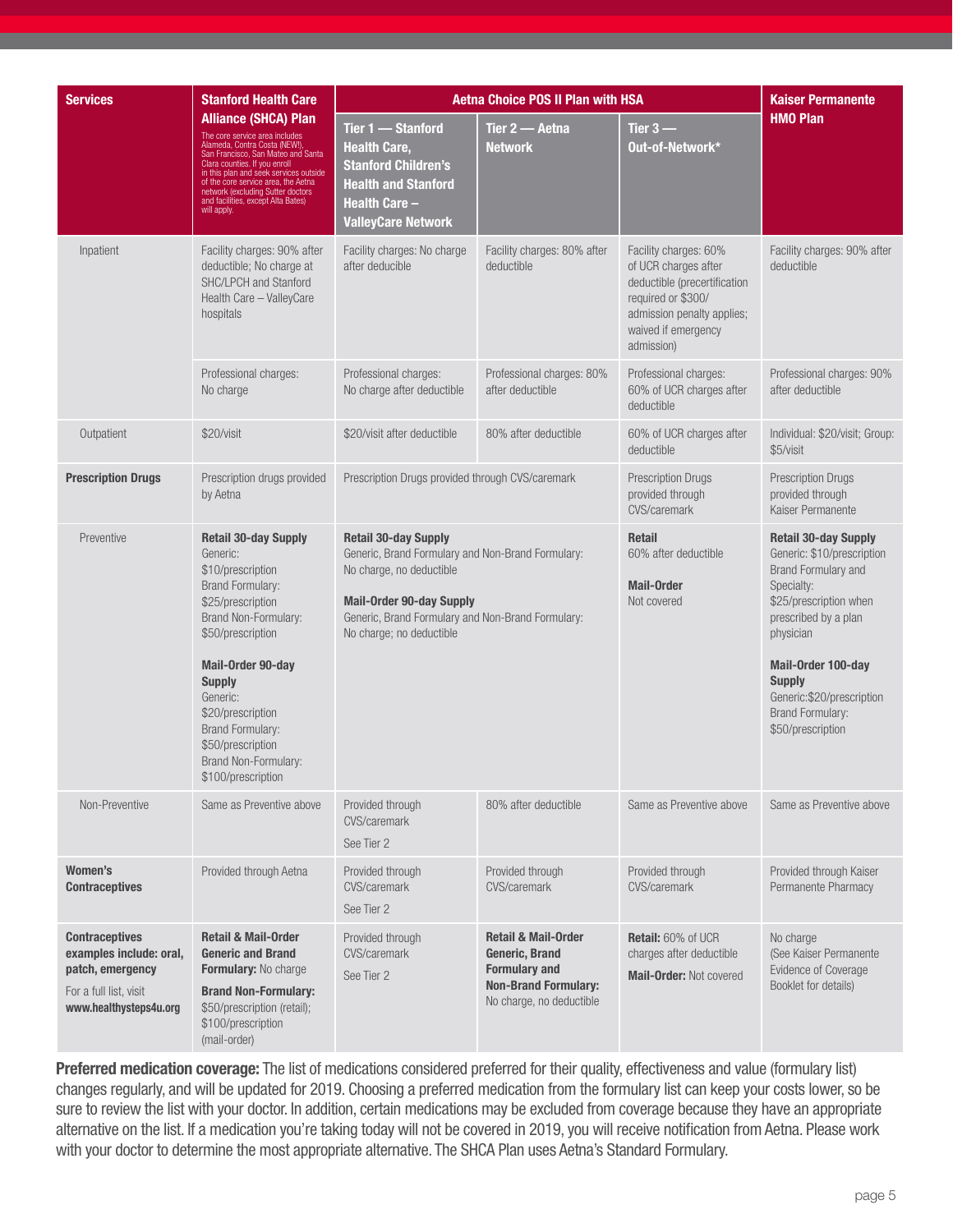| Services | Stanford Health Care Alliance (SHCA) Plan<br>The core service area includes Alameda, Contra Costa (NEW!), San Francisco, San Mateo and Santa Clara counties. If you enroll in this plan and seek services outside of the core service area, the Aetna network (excluding Sutter doctors and facilities, except Alta Bates) will apply. | Aetna Choice POS II Plan with HSA | | | Kaiser Permanente HMO Plan |
|---|---|---|---|---|---|
| | | Tier 1 — Stanford Health Care, Stanford Children's Health and Stanford Health Care – ValleyCare Network | Tier 2 — Aetna Network | Tier 3 — Out-of-Network* | |
| Inpatient | Facility charges: 90% after deductible; No charge at SHC/LPCH and Stanford Health Care – ValleyCare hospitals | Facility charges: No charge after deducible | Facility charges: 80% after deductible | Facility charges: 60% of UCR charges after deductible (precertification required or $300/admission penalty applies; waived if emergency admission) | Facility charges: 90% after deductible |
| | Professional charges: No charge | Professional charges: No charge after deductible | Professional charges: 80% after deductible | Professional charges: 60% of UCR charges after deductible | Professional charges: 90% after deductible |
| Outpatient | $20/visit | $20/visit after deductible | 80% after deductible | 60% of UCR charges after deductible | Individual: $20/visit; Group: $5/visit |
| **Prescription Drugs** | Prescription drugs provided by Aetna | Prescription Drugs provided through CVS/caremark | | Prescription Drugs provided through CVS/caremark | Prescription Drugs provided through Kaiser Permanente |
| Preventive | **Retail 30-day Supply**<br>Generic: $10/prescription<br>Brand Formulary: $25/prescription<br>Brand Non-Formulary: $50/prescription<br><br>**Mail-Order 90-day Supply**<br>Generic: $20/prescription<br>Brand Formulary: $50/prescription<br>Brand Non-Formulary: $100/prescription | **Retail 30-day Supply**<br>Generic, Brand Formulary and Non-Brand Formulary: No charge, no deductible<br><br>**Mail-Order 90-day Supply**<br>Generic, Brand Formulary and Non-Brand Formulary: No charge; no deductible | | **Retail**<br>60% after deductible<br><br>**Mail-Order**<br>Not covered | **Retail 30-day Supply**<br>Generic: $10/prescription<br>Brand Formulary and Specialty: $25/prescription when prescribed by a plan physician<br><br>**Mail-Order 100-day Supply**<br>Generic:$20/prescription<br>Brand Formulary: $50/prescription |
| Non-Preventive | Same as Preventive above | Provided through CVS/caremark<br>See Tier 2 | 80% after deductible | Same as Preventive above | Same as Preventive above |
| **Women's Contraceptives** | Provided through Aetna | Provided through CVS/caremark<br>See Tier 2 | Provided through CVS/caremark | Provided through CVS/caremark | Provided through Kaiser Permanente Pharmacy |
| **Contraceptives examples include: oral, patch, emergency**<br>For a full list, visit **www.healthysteps4u.org** | **Retail & Mail-Order Generic and Brand Formulary:** No charge<br>**Brand Non-Formulary:** $50/prescription (retail); $100/prescription (mail-order) | Provided through CVS/caremark<br>See Tier 2 | **Retail & Mail-Order Generic, Brand Formulary and Non-Brand Formulary:** No charge, no deductible | **Retail:** 60% of UCR charges after deductible<br>**Mail-Order:** Not covered | No charge (See Kaiser Permanente Evidence of Coverage Booklet for details) |

**Preferred medication coverage:** The list of medications considered preferred for their quality, effectiveness and value (formulary list) changes regularly, and will be updated for 2019. Choosing a preferred medication from the formulary list can keep your costs lower, so be sure to review the list with your doctor. In addition, certain medications may be excluded from coverage because they have an appropriate alternative on the list. If a medication you're taking today will not be covered in 2019, you will receive notification from Aetna. Please work with your doctor to determine the most appropriate alternative. The SHCA Plan uses Aetna's Standard Formulary.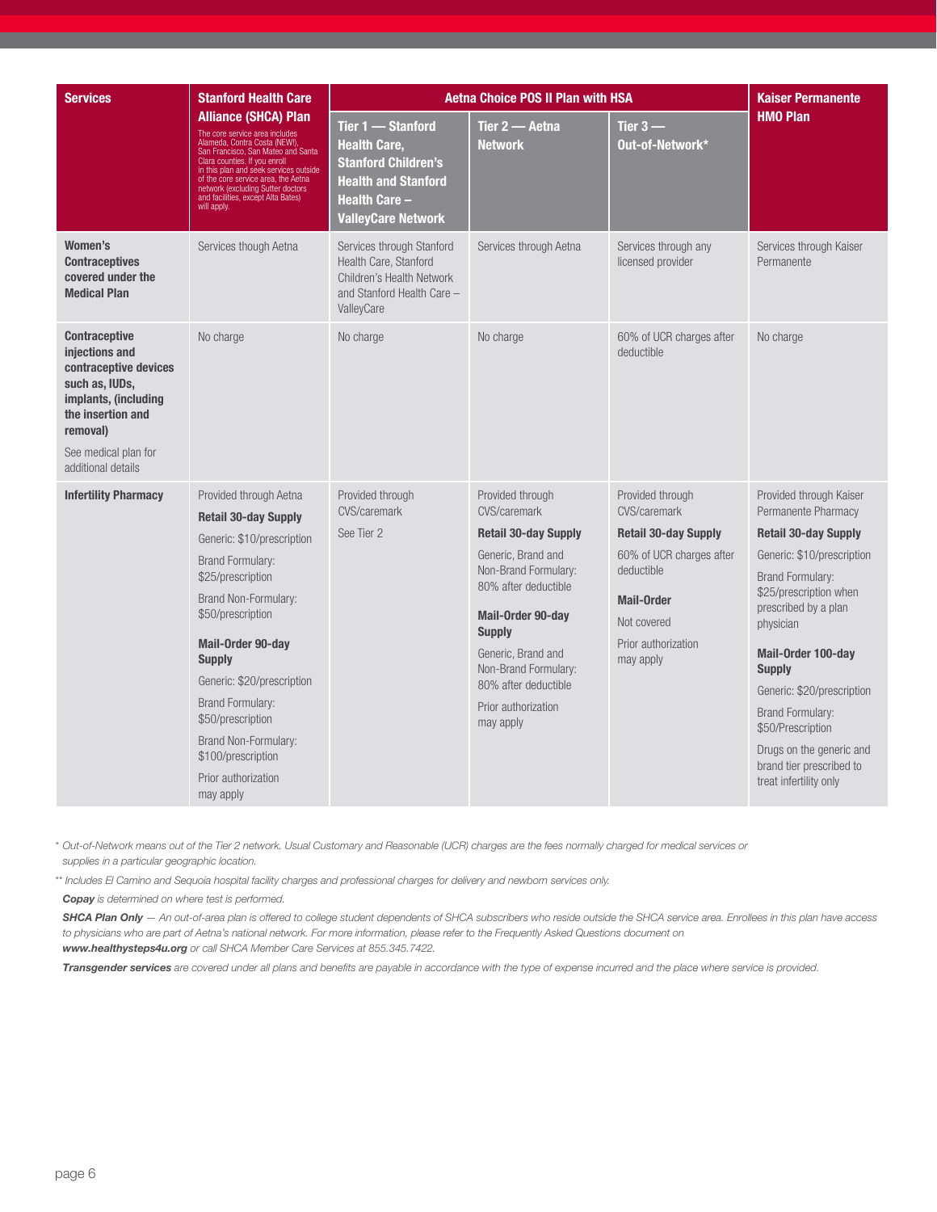| Services | Stanford Health Care Alliance (SHCA) Plan<br>The core service area includes Alameda, Contra Costa (NEW!), San Francisco, San Mateo and Santa Clara counties. If you enroll in this plan and seek services outside of the core service area, the Aetna network (excluding Sutter doctors and facilities, except Alta Bates) will apply. | Aetna Choice POS II Plan with HSA | | | Kaiser Permanente HMO Plan |
|---|---|---|---|---|---|
| | | Tier 1 — Stanford Health Care, Stanford Children's Health and Stanford Health Care – ValleyCare Network | Tier 2 — Aetna Network | Tier 3 — Out-of-Network* | |
| **Women's Contraceptives covered under the Medical Plan** | Services though Aetna | Services through Stanford Health Care, Stanford Children's Health Network and Stanford Health Care – ValleyCare | Services through Aetna | Services through any licensed provider | Services through Kaiser Permanente |
| **Contraceptive injections and contraceptive devices such as, IUDs, implants, (including the insertion and removal)**<br>See medical plan for additional details | No charge | No charge | No charge | 60% of UCR charges after deductible | No charge |
| **Infertility Pharmacy** | Provided through Aetna<br>**Retail 30-day Supply**<br>Generic: $10/prescription<br>Brand Formulary: $25/prescription<br>Brand Non-Formulary: $50/prescription<br>**Mail-Order 90-day Supply**<br>Generic: $20/prescription<br>Brand Formulary: $50/prescription<br>Brand Non-Formulary: $100/prescription<br>Prior authorization may apply | Provided through CVS/caremark<br>See Tier 2 | Provided through CVS/caremark<br>**Retail 30-day Supply**<br>Generic, Brand and Non-Brand Formulary: 80% after deductible<br>**Mail-Order 90-day Supply**<br>Generic, Brand and Non-Brand Formulary: 80% after deductible<br>Prior authorization may apply | Provided through CVS/caremark<br>**Retail 30-day Supply**<br>60% of UCR charges after deductible<br>**Mail-Order**<br>Not covered<br>Prior authorization may apply | Provided through Kaiser Permanente Pharmacy<br>**Retail 30-day Supply**<br>Generic: $10/prescription<br>Brand Formulary: $25/prescription when prescribed by a plan physician<br>**Mail-Order 100-day Supply**<br>Generic: $20/prescription<br>Brand Formulary: $50/Prescription<br>Drugs on the generic and brand tier prescribed to treat infertility only |

*\* Out-of-Network means out of the Tier 2 network. Usual Customary and Reasonable (UCR) charges are the fees normally charged for medical services or supplies in a particular geographic location.*

*\*\* Includes El Camino and Sequoia hospital facility charges and professional charges for delivery and newborn services only.*

***Copay** is determined on where test is performed.*

***SHCA Plan Only** — An out-of-area plan is offered to college student dependents of SHCA subscribers who reside outside the SHCA service area. Enrollees in this plan have access to physicians who are part of Aetna's national network. For more information, please refer to the Frequently Asked Questions document on **www.healthysteps4u.org** or call SHCA Member Care Services at 855.345.7422.*

***Transgender services** are covered under all plans and benefits are payable in accordance with the type of expense incurred and the place where service is provided.*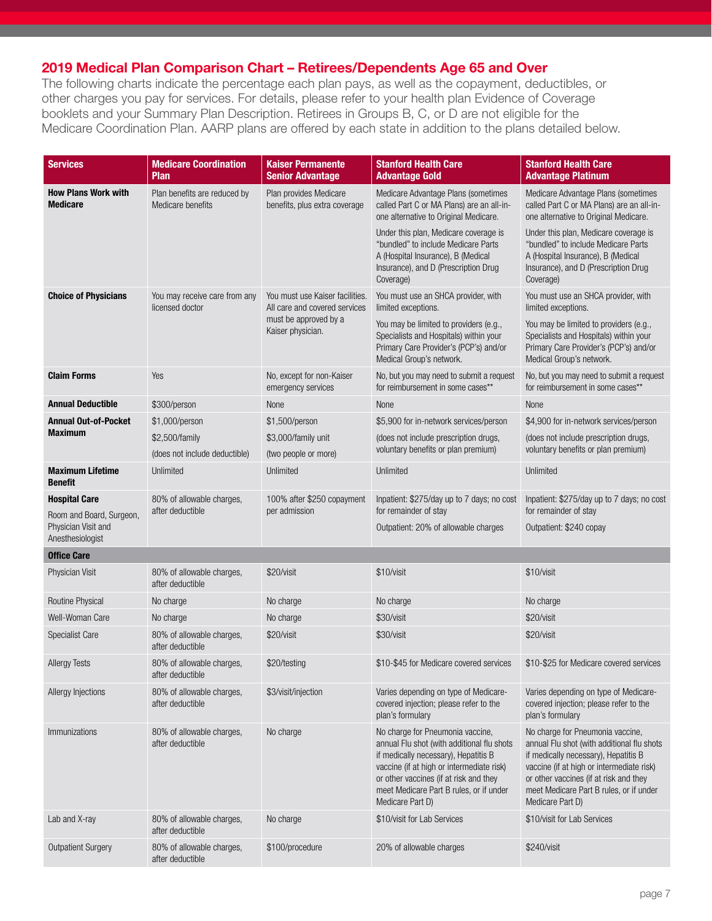## 2019 Medical Plan Comparison Chart – Retirees/Dependents Age 65 and Over

The following charts indicate the percentage each plan pays, as well as the copayment, deductibles, or other charges you pay for services. For details, please refer to your health plan Evidence of Coverage booklets and your Summary Plan Description. Retirees in Groups B, C, or D are not eligible for the Medicare Coordination Plan. AARP plans are offered by each state in addition to the plans detailed below.

| Services | Medicare Coordination Plan | Kaiser Permanente Senior Advantage | Stanford Health Care Advantage Gold | Stanford Health Care Advantage Platinum |
|---|---|---|---|---|
| **How Plans Work with Medicare** | Plan benefits are reduced by Medicare benefits | Plan provides Medicare benefits, plus extra coverage | Medicare Advantage Plans (sometimes called Part C or MA Plans) are an all-in-one alternative to Original Medicare.<br><br>Under this plan, Medicare coverage is "bundled" to include Medicare Parts A (Hospital Insurance), B (Medical Insurance), and D (Prescription Drug Coverage) | Medicare Advantage Plans (sometimes called Part C or MA Plans) are an all-in-one alternative to Original Medicare.<br><br>Under this plan, Medicare coverage is "bundled" to include Medicare Parts A (Hospital Insurance), B (Medical Insurance), and D (Prescription Drug Coverage) |
| **Choice of Physicians** | You may receive care from any licensed doctor | You must use Kaiser facilities. All care and covered services must be approved by a Kaiser physician. | You must use an SHCA provider, with limited exceptions.<br><br>You may be limited to providers (e.g., Specialists and Hospitals) within your Primary Care Provider's (PCP's) and/or Medical Group's network. | You must use an SHCA provider, with limited exceptions.<br><br>You may be limited to providers (e.g., Specialists and Hospitals) within your Primary Care Provider's (PCP's) and/or Medical Group's network. |
| **Claim Forms** | Yes | No, except for non-Kaiser emergency services | No, but you may need to submit a request for reimbursement in some cases** | No, but you may need to submit a request for reimbursement in some cases** |
| **Annual Deductible** | $300/person | None | None | None |
| **Annual Out-of-Pocket Maximum** | $1,000/person<br>$2,500/family<br>(does not include deductible) | $1,500/person<br>$3,000/family unit<br>(two people or more) | $5,900 for in-network services/person<br>(does not include prescription drugs, voluntary benefits or plan premium) | $4,900 for in-network services/person<br>(does not include prescription drugs, voluntary benefits or plan premium) |
| **Maximum Lifetime Benefit** | Unlimited | Unlimited | Unlimited | Unlimited |
| **Hospital Care**<br>Room and Board, Surgeon, Physician Visit and Anesthesiologist | 80% of allowable charges, after deductible | 100% after $250 copayment per admission | Inpatient: $275/day up to 7 days; no cost for remainder of stay<br>Outpatient: 20% of allowable charges | Inpatient: $275/day up to 7 days; no cost for remainder of stay<br>Outpatient: $240 copay |
| **Office Care** | | | | |
| Physician Visit | 80% of allowable charges, after deductible | $20/visit | $10/visit | $10/visit |
| Routine Physical | No charge | No charge | No charge | No charge |
| Well-Woman Care | No charge | No charge | $30/visit | $20/visit |
| Specialist Care | 80% of allowable charges, after deductible | $20/visit | $30/visit | $20/visit |
| Allergy Tests | 80% of allowable charges, after deductible | $20/testing | $10-$45 for Medicare covered services | $10-$25 for Medicare covered services |
| Allergy Injections | 80% of allowable charges, after deductible | $3/visit/injection | Varies depending on type of Medicare-covered injection; please refer to the plan's formulary | Varies depending on type of Medicare-covered injection; please refer to the plan's formulary |
| Immunizations | 80% of allowable charges, after deductible | No charge | No charge for Pneumonia vaccine, annual Flu shot (with additional flu shots if medically necessary), Hepatitis B vaccine (if at high or intermediate risk) or other vaccines (if at risk and they meet Medicare Part B rules, or if under Medicare Part D) | No charge for Pneumonia vaccine, annual Flu shot (with additional flu shots if medically necessary), Hepatitis B vaccine (if at high or intermediate risk) or other vaccines (if at risk and they meet Medicare Part B rules, or if under Medicare Part D) |
| Lab and X-ray | 80% of allowable charges, after deductible | No charge | $10/visit for Lab Services | $10/visit for Lab Services |
| Outpatient Surgery | 80% of allowable charges, after deductible | $100/procedure | 20% of allowable charges | $240/visit |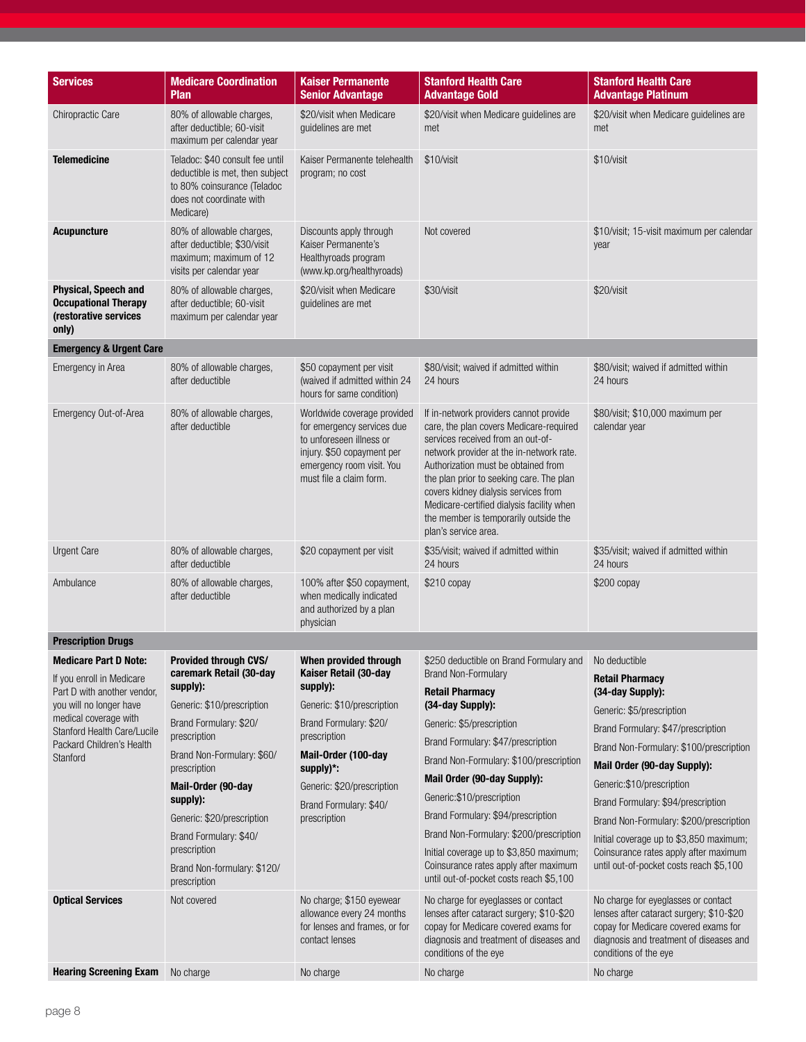| Services | Medicare Coordination Plan | Kaiser Permanente Senior Advantage | Stanford Health Care Advantage Gold | Stanford Health Care Advantage Platinum |
|---|---|---|---|---|
| Chiropractic Care | 80% of allowable charges, after deductible; 60-visit maximum per calendar year | $20/visit when Medicare guidelines are met | $20/visit when Medicare guidelines are met | $20/visit when Medicare guidelines are met |
| **Telemedicine** | Teladoc: $40 consult fee until deductible is met, then subject to 80% coinsurance (Teladoc does not coordinate with Medicare) | Kaiser Permanente telehealth program; no cost | $10/visit | $10/visit |
| **Acupuncture** | 80% of allowable charges, after deductible; $30/visit maximum; maximum of 12 visits per calendar year | Discounts apply through Kaiser Permanente's Healthyroads program (www.kp.org/healthyroads) | Not covered | $10/visit; 15-visit maximum per calendar year |
| **Physical, Speech and Occupational Therapy (restorative services only)** | 80% of allowable charges, after deductible; 60-visit maximum per calendar year | $20/visit when Medicare guidelines are met | $30/visit | $20/visit |
| **Emergency & Urgent Care** | | | | |
| Emergency in Area | 80% of allowable charges, after deductible | $50 copayment per visit (waived if admitted within 24 hours for same condition) | $80/visit; waived if admitted within 24 hours | $80/visit; waived if admitted within 24 hours |
| Emergency Out-of-Area | 80% of allowable charges, after deductible | Worldwide coverage provided for emergency services due to unforeseen illness or injury. $50 copayment per emergency room visit. You must file a claim form. | If in-network providers cannot provide care, the plan covers Medicare-required services received from an out-of-network provider at the in-network rate. Authorization must be obtained from the plan prior to seeking care. The plan covers kidney dialysis services from Medicare-certified dialysis facility when the member is temporarily outside the plan's service area. | $80/visit; $10,000 maximum per calendar year |
| Urgent Care | 80% of allowable charges, after deductible | $20 copayment per visit | $35/visit; waived if admitted within 24 hours | $35/visit; waived if admitted within 24 hours |
| Ambulance | 80% of allowable charges, after deductible | 100% after $50 copayment, when medically indicated and authorized by a plan physician | $210 copay | $200 copay |
| **Prescription Drugs** | | | | |
| **Medicare Part D Note:** If you enroll in Medicare Part D with another vendor, you will no longer have medical coverage with Stanford Health Care/Lucile Packard Children's Health Stanford | **Provided through CVS/caremark Retail (30-day supply):** Generic: $10/prescription; Brand Formulary: $20/prescription; Brand Non-Formulary: $60/prescription; **Mail-Order (90-day supply):** Generic: $20/prescription; Brand Formulary: $40/prescription; Brand Non-formulary: $120/prescription | **When provided through Kaiser Retail (30-day supply):** Generic: $10/prescription; Brand Formulary: $20/prescription; **Mail-Order (100-day supply)*:** Generic: $20/prescription; Brand Formulary: $40/prescription | $250 deductible on Brand Formulary and Brand Non-Formulary; **Retail Pharmacy (34-day Supply):** Generic: $5/prescription; Brand Formulary: $47/prescription; Brand Non-Formulary: $100/prescription; **Mail Order (90-day Supply):** Generic:$10/prescription; Brand Formulary: $94/prescription; Brand Non-Formulary: $200/prescription; Initial coverage up to $3,850 maximum; Coinsurance rates apply after maximum until out-of-pocket costs reach $5,100 | No deductible; **Retail Pharmacy (34-day Supply):** Generic: $5/prescription; Brand Formulary: $47/prescription; Brand Non-Formulary: $100/prescription; **Mail Order (90-day Supply):** Generic:$10/prescription; Brand Formulary: $94/prescription; Brand Non-Formulary: $200/prescription; Initial coverage up to $3,850 maximum; Coinsurance rates apply after maximum until out-of-pocket costs reach $5,100 |
| **Optical Services** | Not covered | No charge; $150 eyewear allowance every 24 months for lenses and frames, or for contact lenses | No charge for eyeglasses or contact lenses after cataract surgery; $10-$20 copay for Medicare covered exams for diagnosis and treatment of diseases and conditions of the eye | No charge for eyeglasses or contact lenses after cataract surgery; $10-$20 copay for Medicare covered exams for diagnosis and treatment of diseases and conditions of the eye |
| **Hearing Screening Exam** | No charge | No charge | No charge | No charge |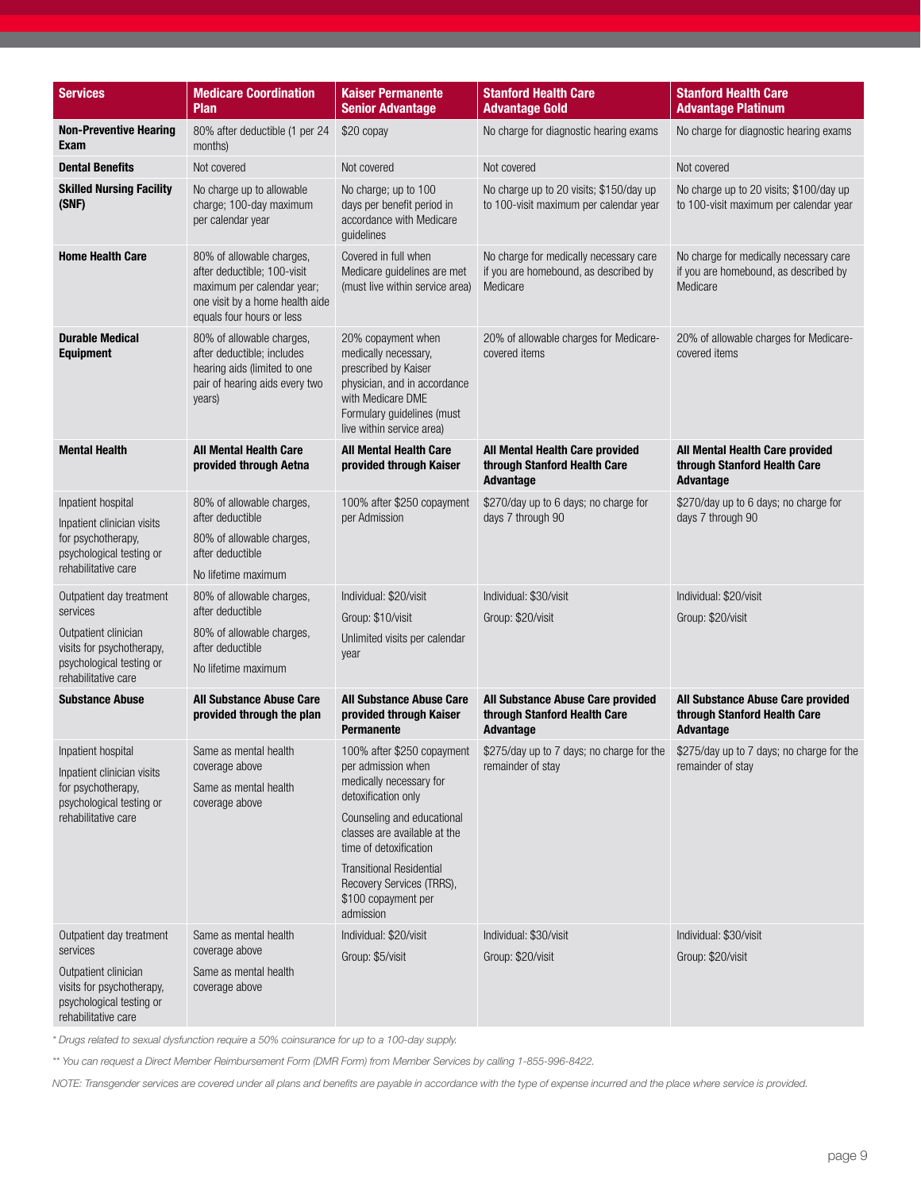| Services | Medicare Coordination Plan | Kaiser Permanente Senior Advantage | Stanford Health Care Advantage Gold | Stanford Health Care Advantage Platinum |
|---|---|---|---|---|
| **Non-Preventive Hearing Exam** | 80% after deductible (1 per 24 months) | $20 copay | No charge for diagnostic hearing exams | No charge for diagnostic hearing exams |
| **Dental Benefits** | Not covered | Not covered | Not covered | Not covered |
| **Skilled Nursing Facility (SNF)** | No charge up to allowable charge; 100-day maximum per calendar year | No charge; up to 100 days per benefit period in accordance with Medicare guidelines | No charge up to 20 visits; $150/day up to 100-visit maximum per calendar year | No charge up to 20 visits; $100/day up to 100-visit maximum per calendar year |
| **Home Health Care** | 80% of allowable charges, after deductible; 100-visit maximum per calendar year; one visit by a home health aide equals four hours or less | Covered in full when Medicare guidelines are met (must live within service area) | No charge for medically necessary care if you are homebound, as described by Medicare | No charge for medically necessary care if you are homebound, as described by Medicare |
| **Durable Medical Equipment** | 80% of allowable charges, after deductible; includes hearing aids (limited to one pair of hearing aids every two years) | 20% copayment when medically necessary, prescribed by Kaiser physician, and in accordance with Medicare DME Formulary guidelines (must live within service area) | 20% of allowable charges for Medicare-covered items | 20% of allowable charges for Medicare-covered items |
| **Mental Health** | **All Mental Health Care provided through Aetna** | **All Mental Health Care provided through Kaiser** | **All Mental Health Care provided through Stanford Health Care Advantage** | **All Mental Health Care provided through Stanford Health Care Advantage** |
| Inpatient hospital<br><br>Inpatient clinician visits for psychotherapy, psychological testing or rehabilitative care | 80% of allowable charges, after deductible<br><br>80% of allowable charges, after deductible<br><br>No lifetime maximum | 100% after $250 copayment per Admission | $270/day up to 6 days; no charge for days 7 through 90 | $270/day up to 6 days; no charge for days 7 through 90 |
| Outpatient day treatment services<br><br>Outpatient clinician visits for psychotherapy, psychological testing or rehabilitative care | 80% of allowable charges, after deductible<br><br>80% of allowable charges, after deductible<br><br>No lifetime maximum | Individual: $20/visit<br><br>Group: $10/visit<br><br>Unlimited visits per calendar year | Individual: $30/visit<br><br>Group: $20/visit | Individual: $20/visit<br><br>Group: $20/visit |
| **Substance Abuse** | **All Substance Abuse Care provided through the plan** | **All Substance Abuse Care provided through Kaiser Permanente** | **All Substance Abuse Care provided through Stanford Health Care Advantage** | **All Substance Abuse Care provided through Stanford Health Care Advantage** |
| Inpatient hospital<br><br>Inpatient clinician visits for psychotherapy, psychological testing or rehabilitative care | Same as mental health coverage above<br><br>Same as mental health coverage above | 100% after $250 copayment per admission when medically necessary for detoxification only<br><br>Counseling and educational classes are available at the time of detoxification<br><br>Transitional Residential Recovery Services (TRRS), $100 copayment per admission | $275/day up to 7 days; no charge for the remainder of stay | $275/day up to 7 days; no charge for the remainder of stay |
| Outpatient day treatment services<br><br>Outpatient clinician visits for psychotherapy, psychological testing or rehabilitative care | Same as mental health coverage above<br><br>Same as mental health coverage above | Individual: $20/visit<br><br>Group: $5/visit | Individual: $30/visit<br><br>Group: $20/visit | Individual: $30/visit<br><br>Group: $20/visit |

*\* Drugs related to sexual dysfunction require a 50% coinsurance for up to a 100-day supply.*

*\*\* You can request a Direct Member Reimbursement Form (DMR Form) from Member Services by calling 1-855-996-8422.*

*NOTE: Transgender services are covered under all plans and benefits are payable in accordance with the type of expense incurred and the place where service is provided.*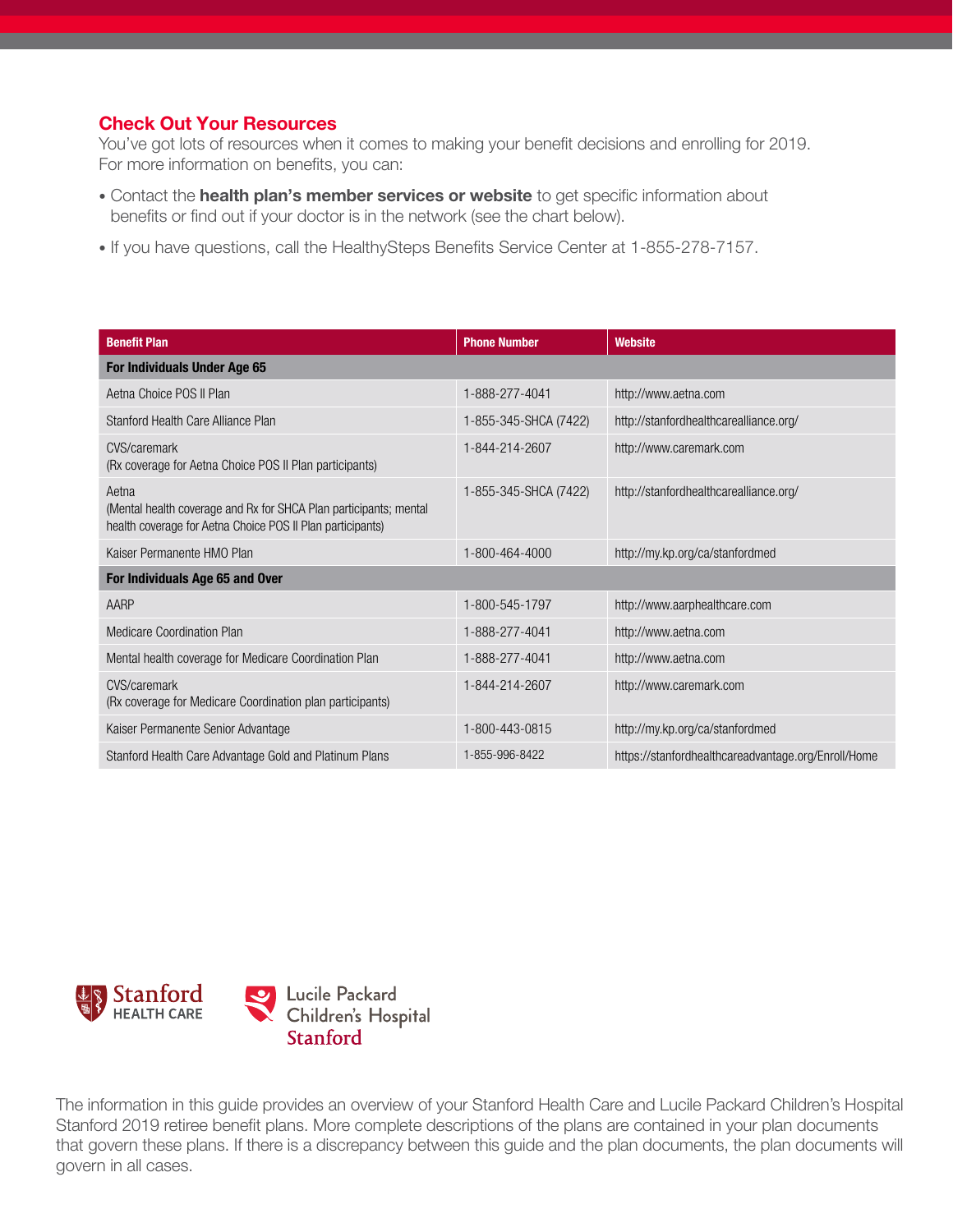## Check Out Your Resources

You've got lots of resources when it comes to making your benefit decisions and enrolling for 2019. For more information on benefits, you can:

- Contact the **health plan's member services or website** to get specific information about benefits or find out if your doctor is in the network (see the chart below).
- If you have questions, call the HealthySteps Benefits Service Center at 1-855-278-7157.

| Benefit Plan | Phone Number | Website |
|---|---|---|
| **For Individuals Under Age 65** | | |
| Aetna Choice POS II Plan | 1-888-277-4041 | http://www.aetna.com |
| Stanford Health Care Alliance Plan | 1-855-345-SHCA (7422) | http://stanfordhealthcarealliance.org/ |
| CVS/caremark (Rx coverage for Aetna Choice POS II Plan participants) | 1-844-214-2607 | http://www.caremark.com |
| Aetna (Mental health coverage and Rx for SHCA Plan participants; mental health coverage for Aetna Choice POS II Plan participants) | 1-855-345-SHCA (7422) | http://stanfordhealthcarealliance.org/ |
| Kaiser Permanente HMO Plan | 1-800-464-4000 | http://my.kp.org/ca/stanfordmed |
| **For Individuals Age 65 and Over** | | |
| AARP | 1-800-545-1797 | http://www.aarphealthcare.com |
| Medicare Coordination Plan | 1-888-277-4041 | http://www.aetna.com |
| Mental health coverage for Medicare Coordination Plan | 1-888-277-4041 | http://www.aetna.com |
| CVS/caremark (Rx coverage for Medicare Coordination plan participants) | 1-844-214-2607 | http://www.caremark.com |
| Kaiser Permanente Senior Advantage | 1-800-443-0815 | http://my.kp.org/ca/stanfordmed |
| Stanford Health Care Advantage Gold and Platinum Plans | 1-855-996-8422 | https://stanfordhealthcareadvantage.org/Enroll/Home |

Stanford HEALTH CARE

Lucile Packard Children's Hospital Stanford

The information in this guide provides an overview of your Stanford Health Care and Lucile Packard Children's Hospital Stanford 2019 retiree benefit plans. More complete descriptions of the plans are contained in your plan documents that govern these plans. If there is a discrepancy between this guide and the plan documents, the plan documents will govern in all cases.